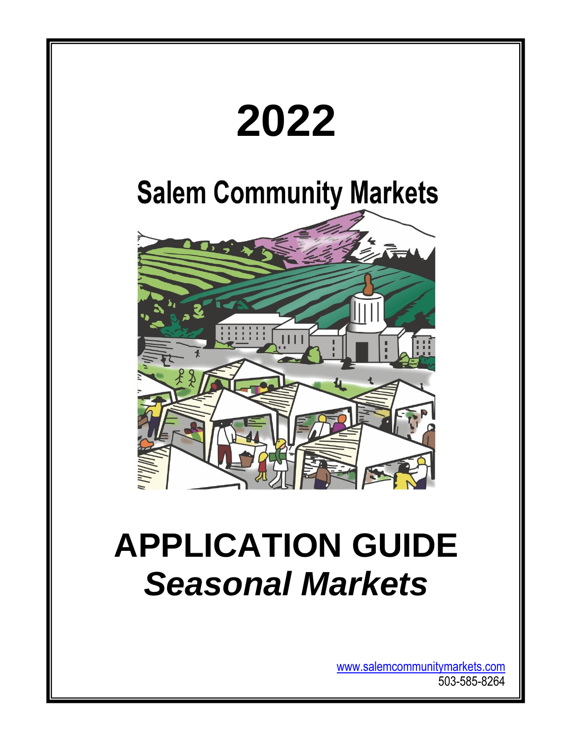# 2022

## Salem Community Markets

# APPLICATION GUIDE

## *Seasonal Markets*

[www.salemcommunitymarkets.com](http://www.salemcommunitymarkets.com)
503-585-8264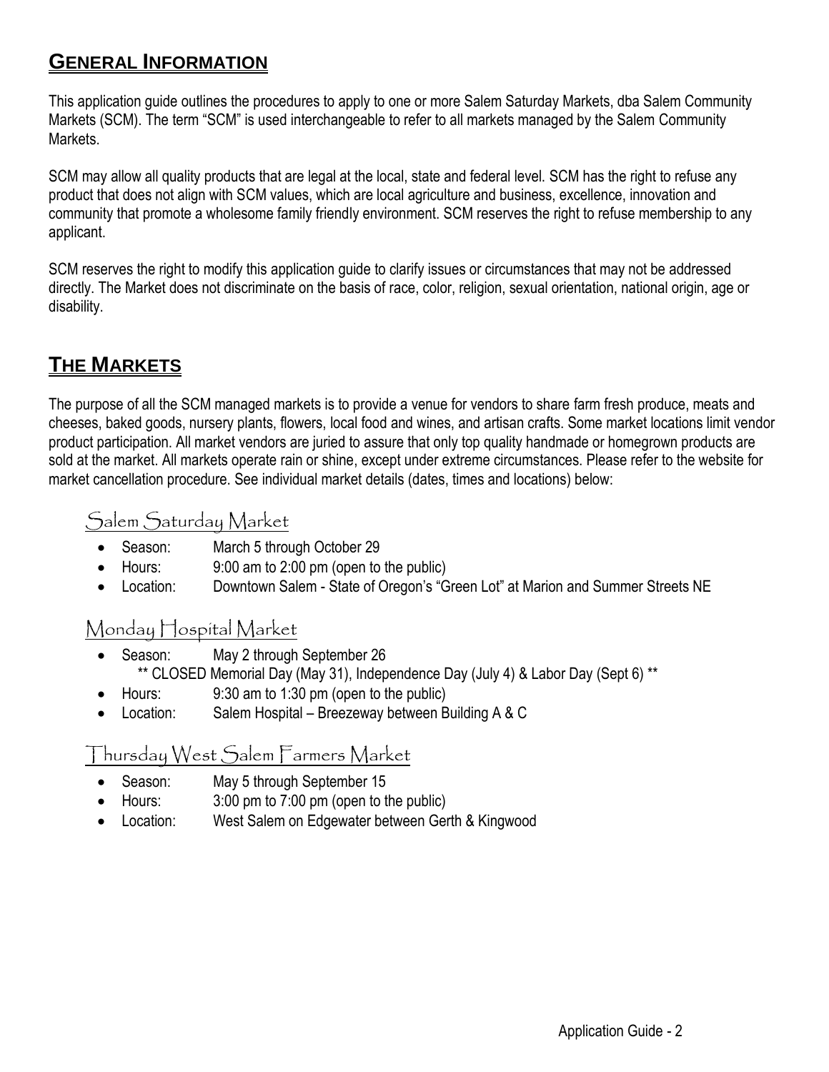## GENERAL INFORMATION

This application guide outlines the procedures to apply to one or more Salem Saturday Markets, dba Salem Community Markets (SCM). The term "SCM" is used interchangeable to refer to all markets managed by the Salem Community Markets.

SCM may allow all quality products that are legal at the local, state and federal level. SCM has the right to refuse any product that does not align with SCM values, which are local agriculture and business, excellence, innovation and community that promote a wholesome family friendly environment. SCM reserves the right to refuse membership to any applicant.

SCM reserves the right to modify this application guide to clarify issues or circumstances that may not be addressed directly. The Market does not discriminate on the basis of race, color, religion, sexual orientation, national origin, age or disability.

## THE MARKETS

The purpose of all the SCM managed markets is to provide a venue for vendors to share farm fresh produce, meats and cheeses, baked goods, nursery plants, flowers, local food and wines, and artisan crafts. Some market locations limit vendor product participation. All market vendors are juried to assure that only top quality handmade or homegrown products are sold at the market. All markets operate rain or shine, except under extreme circumstances. Please refer to the website for market cancellation procedure. See individual market details (dates, times and locations) below:

### Salem Saturday Market

- Season: March 5 through October 29
- Hours: 9:00 am to 2:00 pm (open to the public)
- Location: Downtown Salem - State of Oregon's "Green Lot" at Marion and Summer Streets NE

### Monday Hospital Market

- Season: May 2 through September 26
  ** CLOSED Memorial Day (May 31), Independence Day (July 4) & Labor Day (Sept 6) **
- Hours: 9:30 am to 1:30 pm (open to the public)
- Location: Salem Hospital – Breezeway between Building A & C

### Thursday West Salem Farmers Market

- Season: May 5 through September 15
- Hours: 3:00 pm to 7:00 pm (open to the public)
- Location: West Salem on Edgewater between Gerth & Kingwood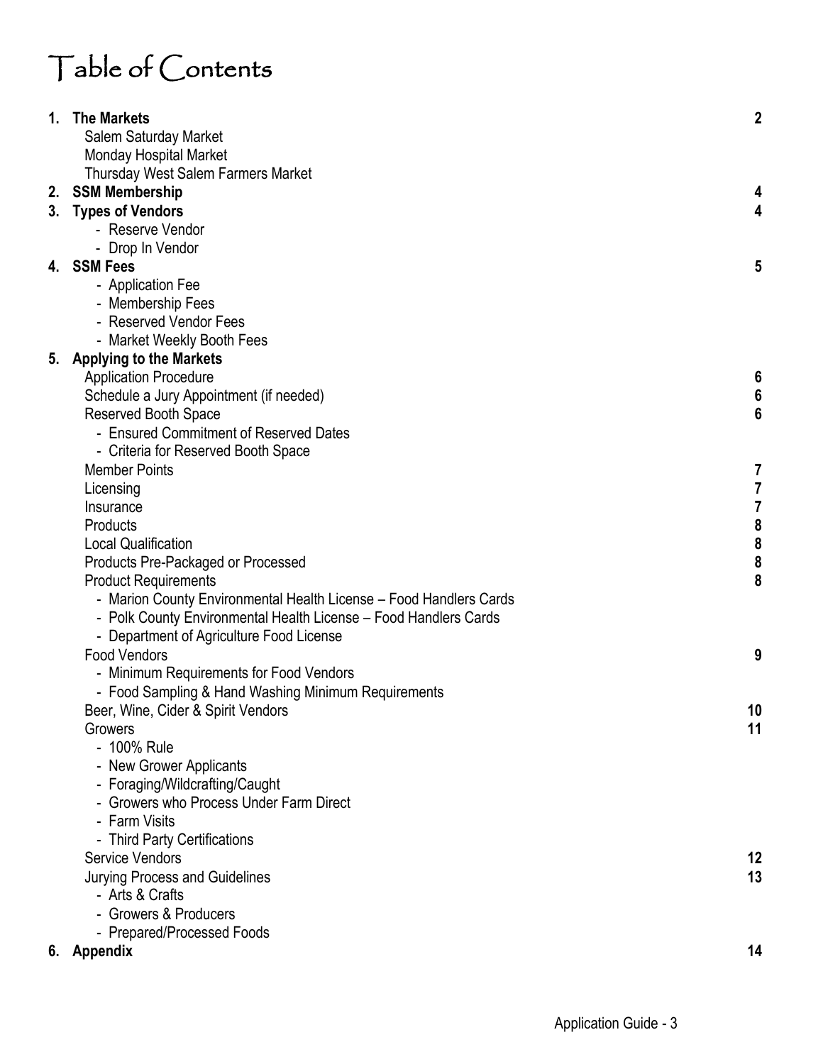# Table of Contents

| | | Page |
|---|---|---|
| 1. | **The Markets** | **2** |
| | Salem Saturday Market | |
| | Monday Hospital Market | |
| | Thursday West Salem Farmers Market | |
| 2. | **SSM Membership** | **4** |
| 3. | **Types of Vendors** | **4** |
| | - Reserve Vendor | |
| | - Drop In Vendor | |
| 4. | **SSM Fees** | **5** |
| | - Application Fee | |
| | - Membership Fees | |
| | - Reserved Vendor Fees | |
| | - Market Weekly Booth Fees | |
| 5. | **Applying to the Markets** | |
| | Application Procedure | **6** |
| | Schedule a Jury Appointment (if needed) | **6** |
| | Reserved Booth Space | **6** |
| | - Ensured Commitment of Reserved Dates | |
| | - Criteria for Reserved Booth Space | |
| | Member Points | **7** |
| | Licensing | **7** |
| | Insurance | **7** |
| | Products | **8** |
| | Local Qualification | **8** |
| | Products Pre-Packaged or Processed | **8** |
| | Product Requirements | **8** |
| | - Marion County Environmental Health License – Food Handlers Cards | |
| | - Polk County Environmental Health License – Food Handlers Cards | |
| | - Department of Agriculture Food License | |
| | Food Vendors | **9** |
| | - Minimum Requirements for Food Vendors | |
| | - Food Sampling & Hand Washing Minimum Requirements | |
| | Beer, Wine, Cider & Spirit Vendors | **10** |
| | Growers | **11** |
| | - 100% Rule | |
| | - New Grower Applicants | |
| | - Foraging/Wildcrafting/Caught | |
| | - Growers who Process Under Farm Direct | |
| | - Farm Visits | |
| | - Third Party Certifications | |
| | Service Vendors | **12** |
| | Jurying Process and Guidelines | **13** |
| | - Arts & Crafts | |
| | - Growers & Producers | |
| | - Prepared/Processed Foods | |
| 6. | **Appendix** | **14** |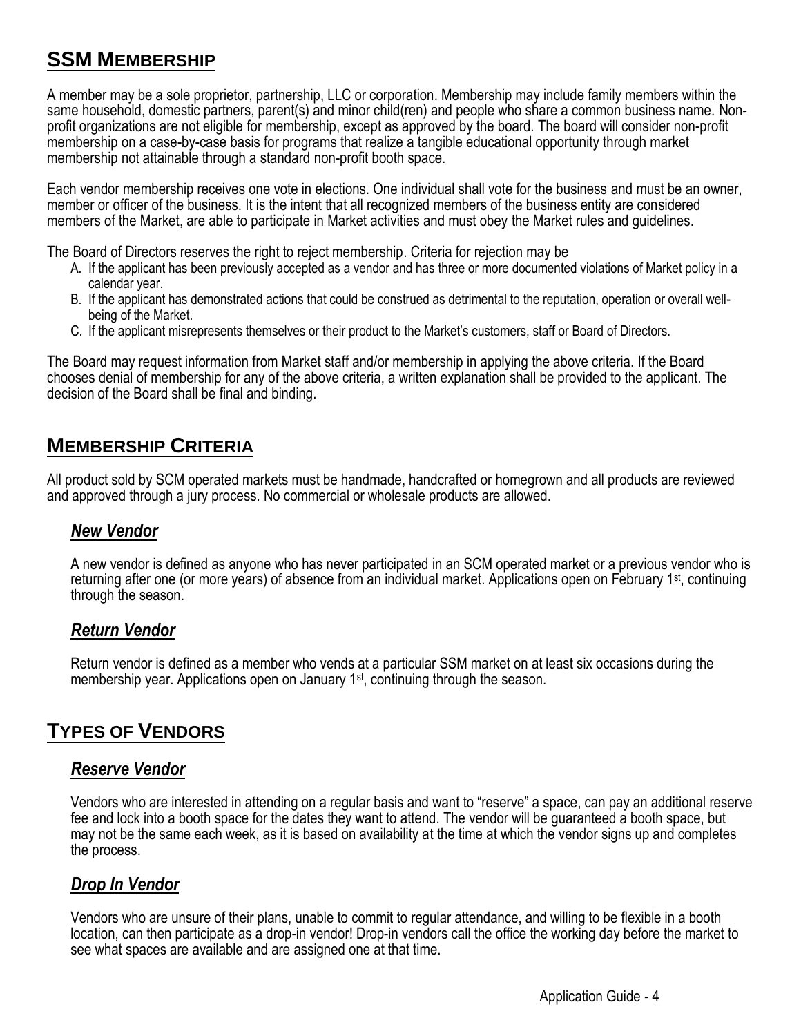## SSM Membership

A member may be a sole proprietor, partnership, LLC or corporation. Membership may include family members within the same household, domestic partners, parent(s) and minor child(ren) and people who share a common business name. Non-profit organizations are not eligible for membership, except as approved by the board. The board will consider non-profit membership on a case-by-case basis for programs that realize a tangible educational opportunity through market membership not attainable through a standard non-profit booth space.

Each vendor membership receives one vote in elections. One individual shall vote for the business and must be an owner, member or officer of the business. It is the intent that all recognized members of the business entity are considered members of the Market, are able to participate in Market activities and must obey the Market rules and guidelines.

The Board of Directors reserves the right to reject membership. Criteria for rejection may be

A. If the applicant has been previously accepted as a vendor and has three or more documented violations of Market policy in a calendar year.
B. If the applicant has demonstrated actions that could be construed as detrimental to the reputation, operation or overall well-being of the Market.
C. If the applicant misrepresents themselves or their product to the Market's customers, staff or Board of Directors.

The Board may request information from Market staff and/or membership in applying the above criteria. If the Board chooses denial of membership for any of the above criteria, a written explanation shall be provided to the applicant. The decision of the Board shall be final and binding.

## Membership Criteria

All product sold by SCM operated markets must be handmade, handcrafted or homegrown and all products are reviewed and approved through a jury process. No commercial or wholesale products are allowed.

### *New Vendor*

A new vendor is defined as anyone who has never participated in an SCM operated market or a previous vendor who is returning after one (or more years) of absence from an individual market. Applications open on February 1st, continuing through the season.

### *Return Vendor*

Return vendor is defined as a member who vends at a particular SSM market on at least six occasions during the membership year. Applications open on January 1st, continuing through the season.

## Types of Vendors

### *Reserve Vendor*

Vendors who are interested in attending on a regular basis and want to "reserve" a space, can pay an additional reserve fee and lock into a booth space for the dates they want to attend. The vendor will be guaranteed a booth space, but may not be the same each week, as it is based on availability at the time at which the vendor signs up and completes the process.

### *Drop In Vendor*

Vendors who are unsure of their plans, unable to commit to regular attendance, and willing to be flexible in a booth location, can then participate as a drop-in vendor! Drop-in vendors call the office the working day before the market to see what spaces are available and are assigned one at that time.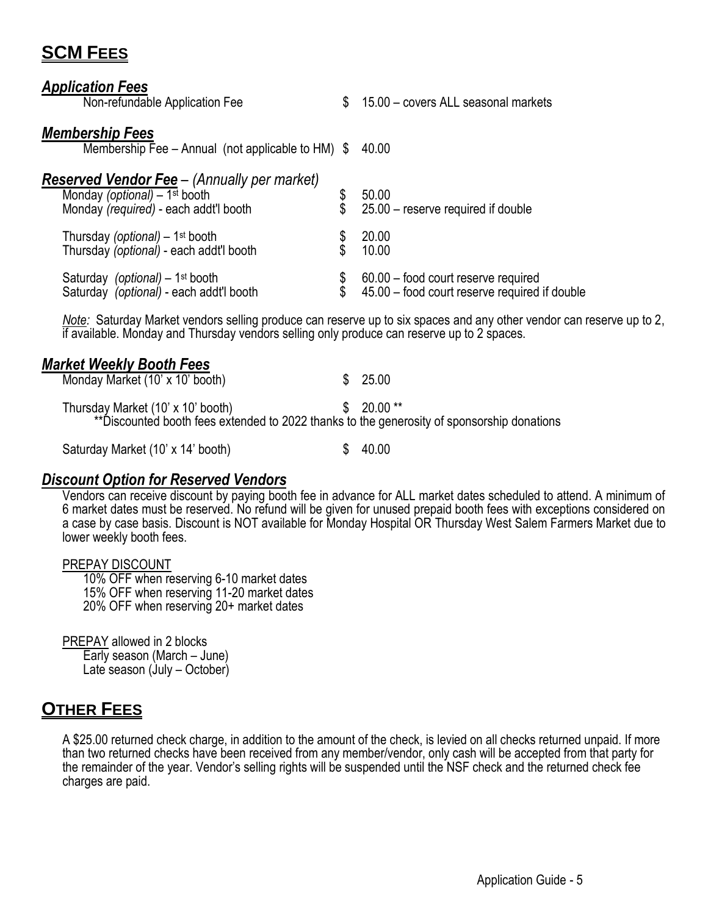## SCM FEES

### *Application Fees*

| | | |
|---|---|---|
| Non-refundable Application Fee | $ | 15.00 – covers ALL seasonal markets |

### *Membership Fees*

| | | |
|---|---|---|
| Membership Fee – Annual (not applicable to HM) | $ | 40.00 |

### *Reserved Vendor Fee – (Annually per market)*

| | | |
|---|---|---|
| Monday *(optional)* – 1st booth | $ | 50.00 |
| Monday *(required)* - each addt'l booth | $ | 25.00 – reserve required if double |
| Thursday *(optional)* – 1st booth | $ | 20.00 |
| Thursday *(optional)* - each addt'l booth | $ | 10.00 |
| Saturday *(optional)* – 1st booth | $ | 60.00 – food court reserve required |
| Saturday *(optional)* - each addt'l booth | $ | 45.00 – food court reserve required if double |

*Note:* Saturday Market vendors selling produce can reserve up to six spaces and any other vendor can reserve up to 2, if available. Monday and Thursday vendors selling only produce can reserve up to 2 spaces.

### *Market Weekly Booth Fees*

| | | |
|---|---|---|
| Monday Market (10' x 10' booth) | $ | 25.00 |
| Thursday Market (10' x 10' booth) | $ | 20.00 ** |
| Saturday Market (10' x 14' booth) | $ | 40.00 |

**Discounted booth fees extended to 2022 thanks to the generosity of sponsorship donations

### *Discount Option for Reserved Vendors*

Vendors can receive discount by paying booth fee in advance for ALL market dates scheduled to attend. A minimum of 6 market dates must be reserved. No refund will be given for unused prepaid booth fees with exceptions considered on a case by case basis. Discount is NOT available for Monday Hospital OR Thursday West Salem Farmers Market due to lower weekly booth fees.

PREPAY DISCOUNT

- 10% OFF when reserving 6-10 market dates
- 15% OFF when reserving 11-20 market dates
- 20% OFF when reserving 20+ market dates

PREPAY allowed in 2 blocks

- Early season (March – June)
- Late season (July – October)

## OTHER FEES

A $25.00 returned check charge, in addition to the amount of the check, is levied on all checks returned unpaid. If more than two returned checks have been received from any member/vendor, only cash will be accepted from that party for the remainder of the year. Vendor's selling rights will be suspended until the NSF check and the returned check fee charges are paid.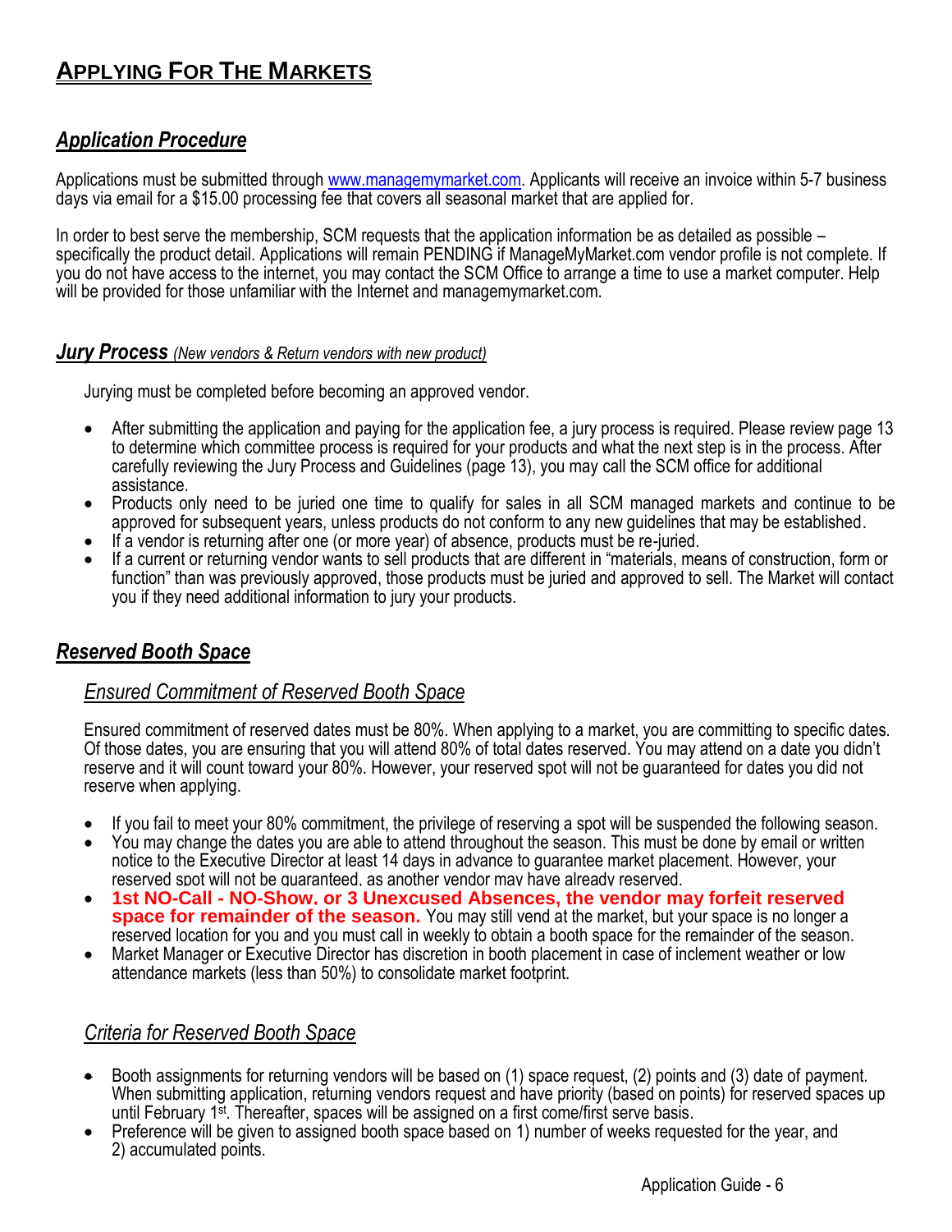# **Applying For The Markets**

## ***Application Procedure***

Applications must be submitted through www.managemymarket.com. Applicants will receive an invoice within 5-7 business days via email for a $15.00 processing fee that covers all seasonal market that are applied for.

In order to best serve the membership, SCM requests that the application information be as detailed as possible – specifically the product detail. Applications will remain PENDING if ManageMyMarket.com vendor profile is not complete. If you do not have access to the internet, you may contact the SCM Office to arrange a time to use a market computer. Help will be provided for those unfamiliar with the Internet and managemymarket.com.

### ***Jury Process*** *(New vendors & Return vendors with new product)*

Jurying must be completed before becoming an approved vendor.

- After submitting the application and paying for the application fee, a jury process is required. Please review page 13 to determine which committee process is required for your products and what the next step is in the process. After carefully reviewing the Jury Process and Guidelines (page 13), you may call the SCM office for additional assistance.
- Products only need to be juried one time to qualify for sales in all SCM managed markets and continue to be approved for subsequent years, unless products do not conform to any new guidelines that may be established.
- If a vendor is returning after one (or more year) of absence, products must be re-juried.
- If a current or returning vendor wants to sell products that are different in "materials, means of construction, form or function" than was previously approved, those products must be juried and approved to sell. The Market will contact you if they need additional information to jury your products.

## ***Reserved Booth Space***

### *Ensured Commitment of Reserved Booth Space*

Ensured commitment of reserved dates must be 80%. When applying to a market, you are committing to specific dates. Of those dates, you are ensuring that you will attend 80% of total dates reserved. You may attend on a date you didn't reserve and it will count toward your 80%. However, your reserved spot will not be guaranteed for dates you did not reserve when applying.

- If you fail to meet your 80% commitment, the privilege of reserving a spot will be suspended the following season.
- You may change the dates you are able to attend throughout the season. This must be done by email or written notice to the Executive Director at least 14 days in advance to guarantee market placement. However, your reserved spot will not be guaranteed, as another vendor may have already reserved.
- **1st NO-Call - NO-Show, or 3 Unexcused Absences, the vendor may forfeit reserved space for remainder of the season.** You may still vend at the market, but your space is no longer a reserved location for you and you must call in weekly to obtain a booth space for the remainder of the season.
- Market Manager or Executive Director has discretion in booth placement in case of inclement weather or low attendance markets (less than 50%) to consolidate market footprint.

### *Criteria for Reserved Booth Space*

- Booth assignments for returning vendors will be based on (1) space request, (2) points and (3) date of payment. When submitting application, returning vendors request and have priority (based on points) for reserved spaces up until February 1st. Thereafter, spaces will be assigned on a first come/first serve basis.
- Preference will be given to assigned booth space based on 1) number of weeks requested for the year, and 2) accumulated points.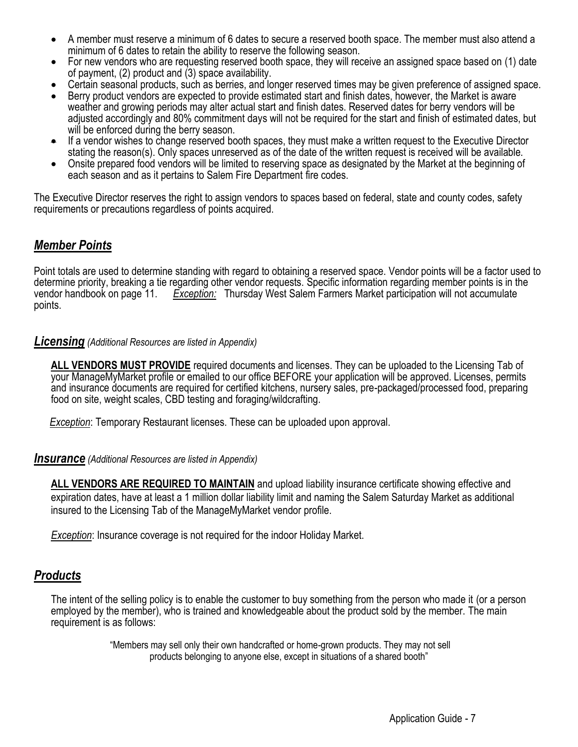- A member must reserve a minimum of 6 dates to secure a reserved booth space. The member must also attend a minimum of 6 dates to retain the ability to reserve the following season.
- For new vendors who are requesting reserved booth space, they will receive an assigned space based on (1) date of payment, (2) product and (3) space availability.
- Certain seasonal products, such as berries, and longer reserved times may be given preference of assigned space.
- Berry product vendors are expected to provide estimated start and finish dates, however, the Market is aware weather and growing periods may alter actual start and finish dates. Reserved dates for berry vendors will be adjusted accordingly and 80% commitment days will not be required for the start and finish of estimated dates, but will be enforced during the berry season.
- If a vendor wishes to change reserved booth spaces, they must make a written request to the Executive Director stating the reason(s). Only spaces unreserved as of the date of the written request is received will be available.
- Onsite prepared food vendors will be limited to reserving space as designated by the Market at the beginning of each season and as it pertains to Salem Fire Department fire codes.

The Executive Director reserves the right to assign vendors to spaces based on federal, state and county codes, safety requirements or precautions regardless of points acquired.

## ***Member Points***

Point totals are used to determine standing with regard to obtaining a reserved space. Vendor points will be a factor used to determine priority, breaking a tie regarding other vendor requests. Specific information regarding member points is in the vendor handbook on page 11. *Exception:* Thursday West Salem Farmers Market participation will not accumulate points.

## ***Licensing*** *(Additional Resources are listed in Appendix)*

**ALL VENDORS MUST PROVIDE** required documents and licenses. They can be uploaded to the Licensing Tab of your ManageMyMarket profile or emailed to our office BEFORE your application will be approved. Licenses, permits and insurance documents are required for certified kitchens, nursery sales, pre-packaged/processed food, preparing food on site, weight scales, CBD testing and foraging/wildcrafting.

*Exception*: Temporary Restaurant licenses. These can be uploaded upon approval.

## ***Insurance*** *(Additional Resources are listed in Appendix)*

**ALL VENDORS ARE REQUIRED TO MAINTAIN** and upload liability insurance certificate showing effective and expiration dates, have at least a 1 million dollar liability limit and naming the Salem Saturday Market as additional insured to the Licensing Tab of the ManageMyMarket vendor profile.

*Exception*: Insurance coverage is not required for the indoor Holiday Market.

## ***Products***

The intent of the selling policy is to enable the customer to buy something from the person who made it (or a person employed by the member), who is trained and knowledgeable about the product sold by the member. The main requirement is as follows:

> "Members may sell only their own handcrafted or home-grown products. They may not sell products belonging to anyone else, except in situations of a shared booth"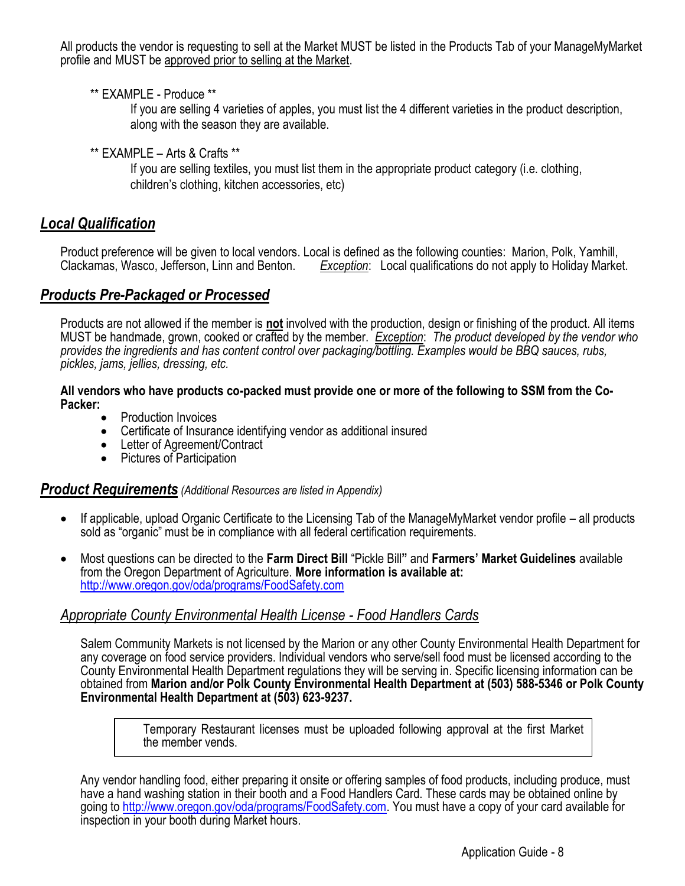All products the vendor is requesting to sell at the Market MUST be listed in the Products Tab of your ManageMyMarket profile and MUST be approved prior to selling at the Market.

** EXAMPLE - Produce **

If you are selling 4 varieties of apples, you must list the 4 different varieties in the product description, along with the season they are available.

** EXAMPLE – Arts & Crafts **

If you are selling textiles, you must list them in the appropriate product category (i.e. clothing, children's clothing, kitchen accessories, etc)

## ***Local Qualification***

Product preference will be given to local vendors. Local is defined as the following counties: Marion, Polk, Yamhill, Clackamas, Wasco, Jefferson, Linn and Benton. *Exception*: Local qualifications do not apply to Holiday Market.

## ***Products Pre-Packaged or Processed***

Products are not allowed if the member is **not** involved with the production, design or finishing of the product. All items MUST be handmade, grown, cooked or crafted by the member. *Exception*: *The product developed by the vendor who provides the ingredients and has content control over packaging/bottling. Examples would be BBQ sauces, rubs, pickles, jams, jellies, dressing, etc.*

**All vendors who have products co-packed must provide one or more of the following to SSM from the Co-Packer:**

- Production Invoices
- Certificate of Insurance identifying vendor as additional insured
- Letter of Agreement/Contract
- Pictures of Participation

## ***Product Requirements*** *(Additional Resources are listed in Appendix)*

- If applicable, upload Organic Certificate to the Licensing Tab of the ManageMyMarket vendor profile – all products sold as "organic" must be in compliance with all federal certification requirements.
- Most questions can be directed to the **Farm Direct Bill** "Pickle Bill**"** and **Farmers' Market Guidelines** available from the Oregon Department of Agriculture. **More information is available at:** http://www.oregon.gov/oda/programs/FoodSafety.com

### *Appropriate County Environmental Health License - Food Handlers Cards*

Salem Community Markets is not licensed by the Marion or any other County Environmental Health Department for any coverage on food service providers. Individual vendors who serve/sell food must be licensed according to the County Environmental Health Department regulations they will be serving in. Specific licensing information can be obtained from **Marion and/or Polk County Environmental Health Department at (503) 588-5346 or Polk County Environmental Health Department at (503) 623-9237.**

> Temporary Restaurant licenses must be uploaded following approval at the first Market the member vends.

Any vendor handling food, either preparing it onsite or offering samples of food products, including produce, must have a hand washing station in their booth and a Food Handlers Card. These cards may be obtained online by going to http://www.oregon.gov/oda/programs/FoodSafety.com. You must have a copy of your card available for inspection in your booth during Market hours.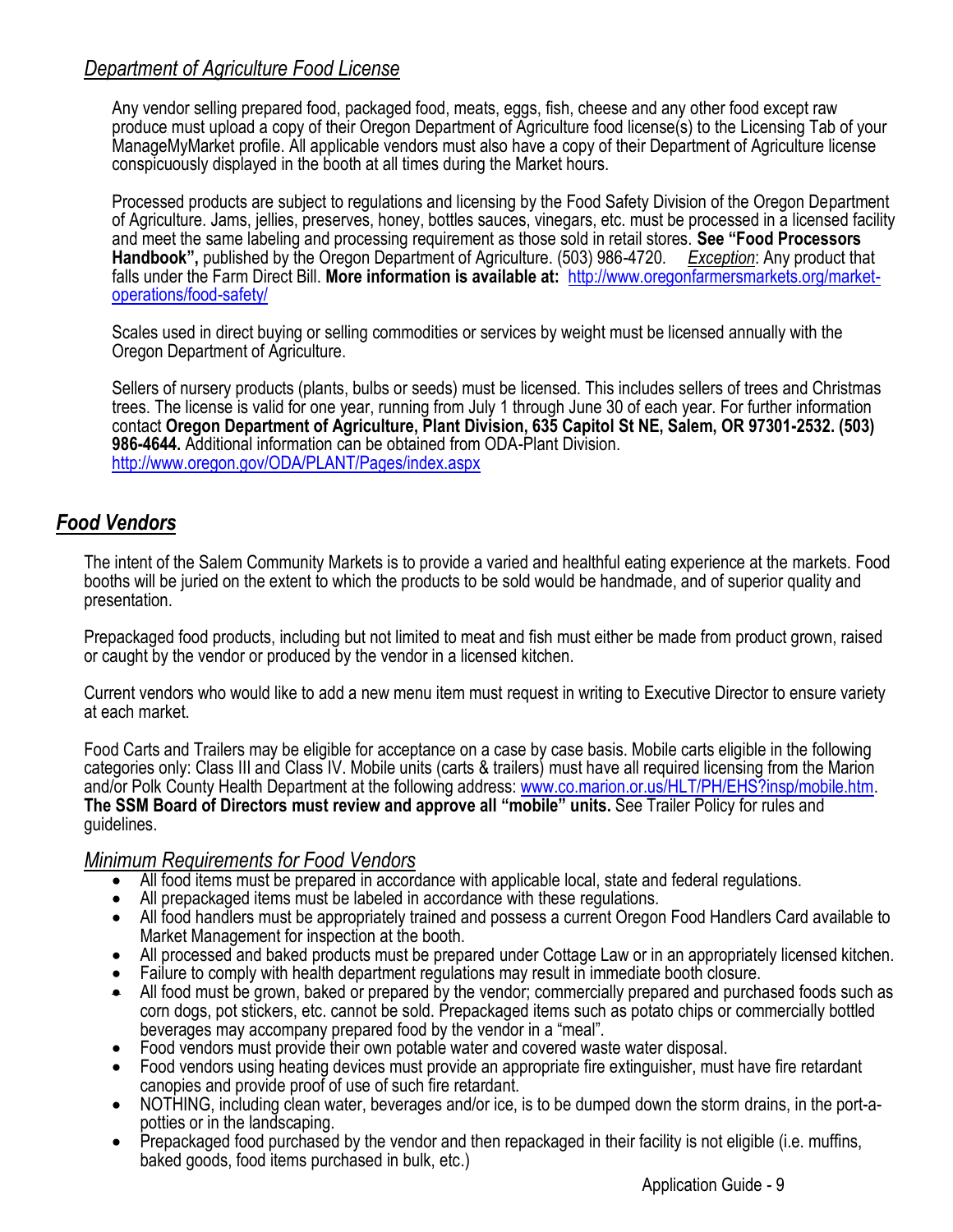### *Department of Agriculture Food License*

Any vendor selling prepared food, packaged food, meats, eggs, fish, cheese and any other food except raw produce must upload a copy of their Oregon Department of Agriculture food license(s) to the Licensing Tab of your ManageMyMarket profile. All applicable vendors must also have a copy of their Department of Agriculture license conspicuously displayed in the booth at all times during the Market hours.

Processed products are subject to regulations and licensing by the Food Safety Division of the Oregon Department of Agriculture. Jams, jellies, preserves, honey, bottles sauces, vinegars, etc. must be processed in a licensed facility and meet the same labeling and processing requirement as those sold in retail stores. **See "Food Processors Handbook",** published by the Oregon Department of Agriculture. (503) 986-4720. *Exception*: Any product that falls under the Farm Direct Bill. **More information is available at:** [http://www.oregonfarmersmarkets.org/market-operations/food-safety/](http://www.oregonfarmersmarkets.org/market-operations/food-safety/)

Scales used in direct buying or selling commodities or services by weight must be licensed annually with the Oregon Department of Agriculture.

Sellers of nursery products (plants, bulbs or seeds) must be licensed. This includes sellers of trees and Christmas trees. The license is valid for one year, running from July 1 through June 30 of each year. For further information contact **Oregon Department of Agriculture, Plant Division, 635 Capitol St NE, Salem, OR 97301-2532. (503) 986-4644.** Additional information can be obtained from ODA-Plant Division. [http://www.oregon.gov/ODA/PLANT/Pages/index.aspx](http://www.oregon.gov/ODA/PLANT/Pages/index.aspx)

## ***Food Vendors***

The intent of the Salem Community Markets is to provide a varied and healthful eating experience at the markets. Food booths will be juried on the extent to which the products to be sold would be handmade, and of superior quality and presentation.

Prepackaged food products, including but not limited to meat and fish must either be made from product grown, raised or caught by the vendor or produced by the vendor in a licensed kitchen.

Current vendors who would like to add a new menu item must request in writing to Executive Director to ensure variety at each market.

Food Carts and Trailers may be eligible for acceptance on a case by case basis. Mobile carts eligible in the following categories only: Class III and Class IV. Mobile units (carts & trailers) must have all required licensing from the Marion and/or Polk County Health Department at the following address: [www.co.marion.or.us/HLT/PH/EHS?insp/mobile.htm](www.co.marion.or.us/HLT/PH/EHS?insp/mobile.htm). **The SSM Board of Directors must review and approve all "mobile" units.** See Trailer Policy for rules and guidelines.

### *Minimum Requirements for Food Vendors*

- All food items must be prepared in accordance with applicable local, state and federal regulations.
- All prepackaged items must be labeled in accordance with these regulations.
- All food handlers must be appropriately trained and possess a current Oregon Food Handlers Card available to Market Management for inspection at the booth.
- All processed and baked products must be prepared under Cottage Law or in an appropriately licensed kitchen.
- Failure to comply with health department regulations may result in immediate booth closure.
- All food must be grown, baked or prepared by the vendor; commercially prepared and purchased foods such as corn dogs, pot stickers, etc. cannot be sold. Prepackaged items such as potato chips or commercially bottled beverages may accompany prepared food by the vendor in a "meal".
- Food vendors must provide their own potable water and covered waste water disposal.
- Food vendors using heating devices must provide an appropriate fire extinguisher, must have fire retardant canopies and provide proof of use of such fire retardant.
- NOTHING, including clean water, beverages and/or ice, is to be dumped down the storm drains, in the port-a-potties or in the landscaping.
- Prepackaged food purchased by the vendor and then repackaged in their facility is not eligible (i.e. muffins, baked goods, food items purchased in bulk, etc.)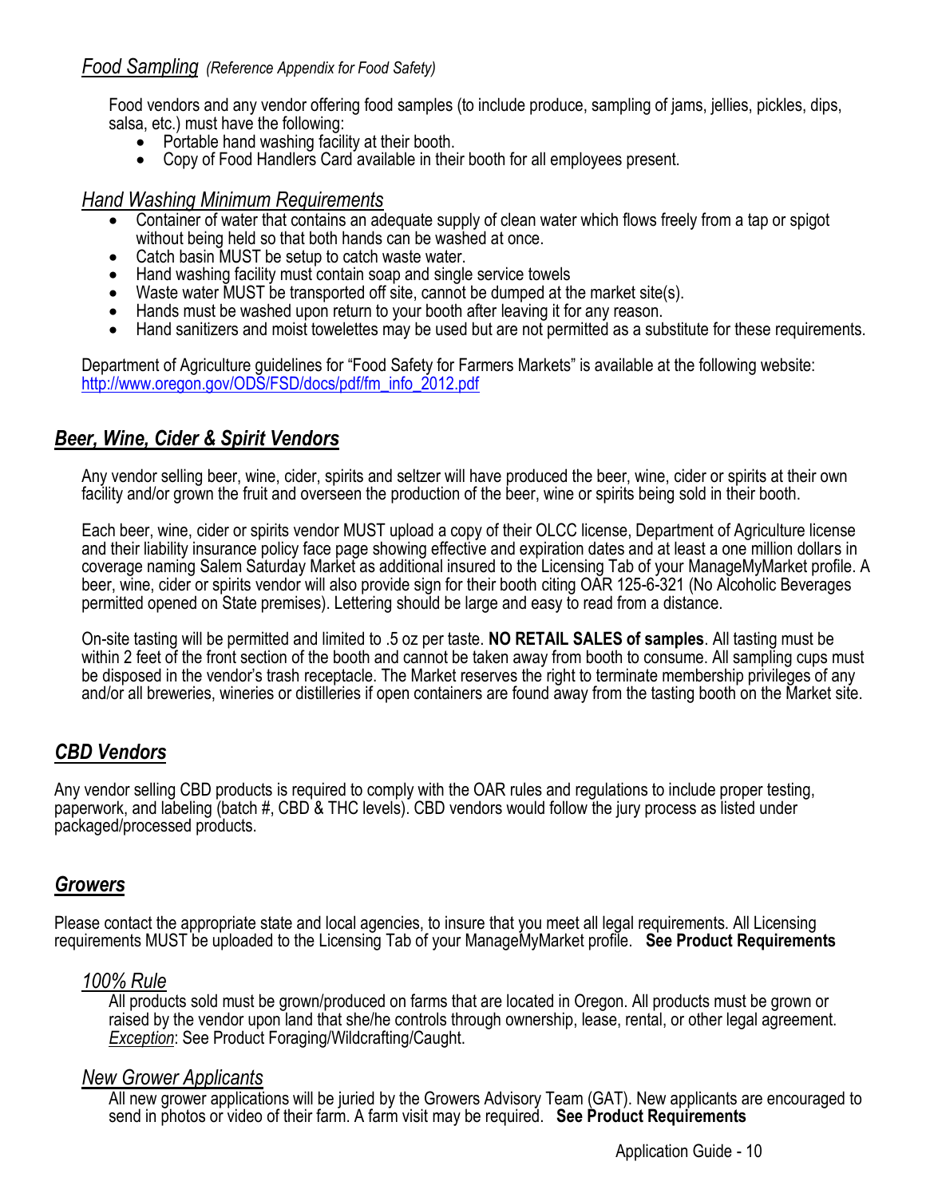### *Food Sampling* *(Reference Appendix for Food Safety)*

Food vendors and any vendor offering food samples (to include produce, sampling of jams, jellies, pickles, dips, salsa, etc.) must have the following:

- Portable hand washing facility at their booth.
- Copy of Food Handlers Card available in their booth for all employees present.

### *Hand Washing Minimum Requirements*

- Container of water that contains an adequate supply of clean water which flows freely from a tap or spigot without being held so that both hands can be washed at once.
- Catch basin MUST be setup to catch waste water.
- Hand washing facility must contain soap and single service towels
- Waste water MUST be transported off site, cannot be dumped at the market site(s).
- Hands must be washed upon return to your booth after leaving it for any reason.
- Hand sanitizers and moist towelettes may be used but are not permitted as a substitute for these requirements.

Department of Agriculture guidelines for "Food Safety for Farmers Markets" is available at the following website: http://www.oregon.gov/ODS/FSD/docs/pdf/fm_info_2012.pdf

## *Beer, Wine, Cider & Spirit Vendors*

Any vendor selling beer, wine, cider, spirits and seltzer will have produced the beer, wine, cider or spirits at their own facility and/or grown the fruit and overseen the production of the beer, wine or spirits being sold in their booth.

Each beer, wine, cider or spirits vendor MUST upload a copy of their OLCC license, Department of Agriculture license and their liability insurance policy face page showing effective and expiration dates and at least a one million dollars in coverage naming Salem Saturday Market as additional insured to the Licensing Tab of your ManageMyMarket profile. A beer, wine, cider or spirits vendor will also provide sign for their booth citing OAR 125-6-321 (No Alcoholic Beverages permitted opened on State premises). Lettering should be large and easy to read from a distance.

On-site tasting will be permitted and limited to .5 oz per taste. **NO RETAIL SALES of samples**. All tasting must be within 2 feet of the front section of the booth and cannot be taken away from booth to consume. All sampling cups must be disposed in the vendor's trash receptacle. The Market reserves the right to terminate membership privileges of any and/or all breweries, wineries or distilleries if open containers are found away from the tasting booth on the Market site.

## *CBD Vendors*

Any vendor selling CBD products is required to comply with the OAR rules and regulations to include proper testing, paperwork, and labeling (batch #, CBD & THC levels). CBD vendors would follow the jury process as listed under packaged/processed products.

## *Growers*

Please contact the appropriate state and local agencies, to insure that you meet all legal requirements. All Licensing requirements MUST be uploaded to the Licensing Tab of your ManageMyMarket profile. **See Product Requirements**

### *100% Rule*

All products sold must be grown/produced on farms that are located in Oregon. All products must be grown or raised by the vendor upon land that she/he controls through ownership, lease, rental, or other legal agreement. *Exception*: See Product Foraging/Wildcrafting/Caught.

### *New Grower Applicants*

All new grower applications will be juried by the Growers Advisory Team (GAT). New applicants are encouraged to send in photos or video of their farm. A farm visit may be required. **See Product Requirements**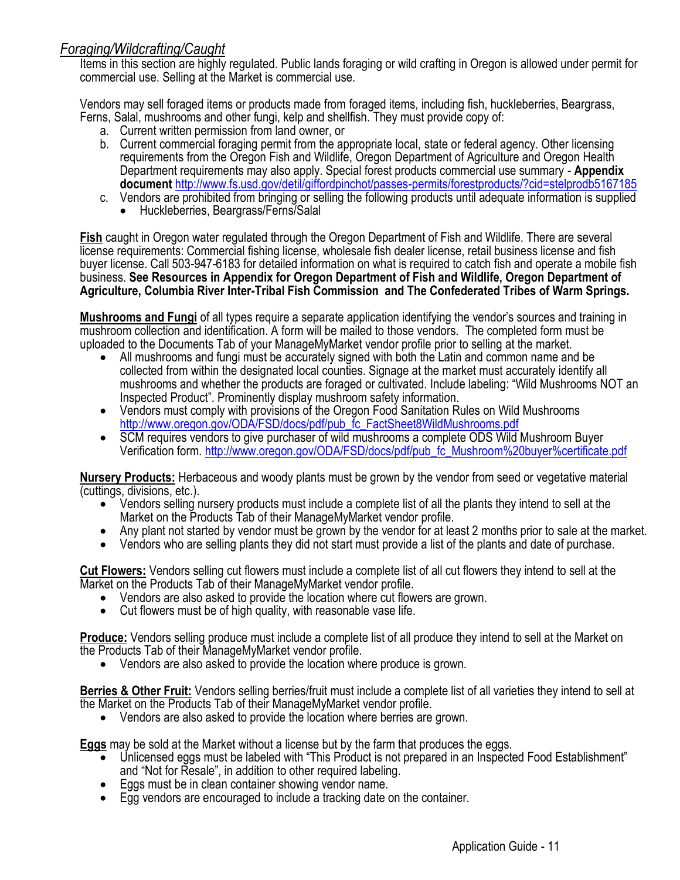*Foraging/Wildcrafting/Caught*

Items in this section are highly regulated. Public lands foraging or wild crafting in Oregon is allowed under permit for commercial use. Selling at the Market is commercial use.

Vendors may sell foraged items or products made from foraged items, including fish, huckleberries, Beargrass, Ferns, Salal, mushrooms and other fungi, kelp and shellfish. They must provide copy of:

a. Current written permission from land owner, or
b. Current commercial foraging permit from the appropriate local, state or federal agency. Other licensing requirements from the Oregon Fish and Wildlife, Oregon Department of Agriculture and Oregon Health Department requirements may also apply. Special forest products commercial use summary - **Appendix document** http://www.fs.usd.gov/detil/giffordpinchot/passes-permits/forestproducts/?cid=stelprodb5167185
c. Vendors are prohibited from bringing or selling the following products until adequate information is supplied
   - Huckleberries, Beargrass/Ferns/Salal

**Fish** caught in Oregon water regulated through the Oregon Department of Fish and Wildlife. There are several license requirements: Commercial fishing license, wholesale fish dealer license, retail business license and fish buyer license. Call 503-947-6183 for detailed information on what is required to catch fish and operate a mobile fish business. **See Resources in Appendix for Oregon Department of Fish and Wildlife, Oregon Department of Agriculture, Columbia River Inter-Tribal Fish Commission and The Confederated Tribes of Warm Springs.**

**Mushrooms and Fungi** of all types require a separate application identifying the vendor's sources and training in mushroom collection and identification. A form will be mailed to those vendors. The completed form must be uploaded to the Documents Tab of your ManageMyMarket vendor profile prior to selling at the market.

- All mushrooms and fungi must be accurately signed with both the Latin and common name and be collected from within the designated local counties. Signage at the market must accurately identify all mushrooms and whether the products are foraged or cultivated. Include labeling: "Wild Mushrooms NOT an Inspected Product". Prominently display mushroom safety information.
- Vendors must comply with provisions of the Oregon Food Sanitation Rules on Wild Mushrooms http://www.oregon.gov/ODA/FSD/docs/pdf/pub_fc_FactSheet8WildMushrooms.pdf
- SCM requires vendors to give purchaser of wild mushrooms a complete ODS Wild Mushroom Buyer Verification form. http://www.oregon.gov/ODA/FSD/docs/pdf/pub_fc_Mushroom%20buyer%certificate.pdf

**Nursery Products:** Herbaceous and woody plants must be grown by the vendor from seed or vegetative material (cuttings, divisions, etc.).

- Vendors selling nursery products must include a complete list of all the plants they intend to sell at the Market on the Products Tab of their ManageMyMarket vendor profile.
- Any plant not started by vendor must be grown by the vendor for at least 2 months prior to sale at the market.
- Vendors who are selling plants they did not start must provide a list of the plants and date of purchase.

**Cut Flowers:** Vendors selling cut flowers must include a complete list of all cut flowers they intend to sell at the Market on the Products Tab of their ManageMyMarket vendor profile.

- Vendors are also asked to provide the location where cut flowers are grown.
- Cut flowers must be of high quality, with reasonable vase life.

**Produce:** Vendors selling produce must include a complete list of all produce they intend to sell at the Market on the Products Tab of their ManageMyMarket vendor profile.

- Vendors are also asked to provide the location where produce is grown.

**Berries & Other Fruit:** Vendors selling berries/fruit must include a complete list of all varieties they intend to sell at the Market on the Products Tab of their ManageMyMarket vendor profile.

- Vendors are also asked to provide the location where berries are grown.

**Eggs** may be sold at the Market without a license but by the farm that produces the eggs.

- Unlicensed eggs must be labeled with "This Product is not prepared in an Inspected Food Establishment" and "Not for Resale", in addition to other required labeling.
- Eggs must be in clean container showing vendor name.
- Egg vendors are encouraged to include a tracking date on the container.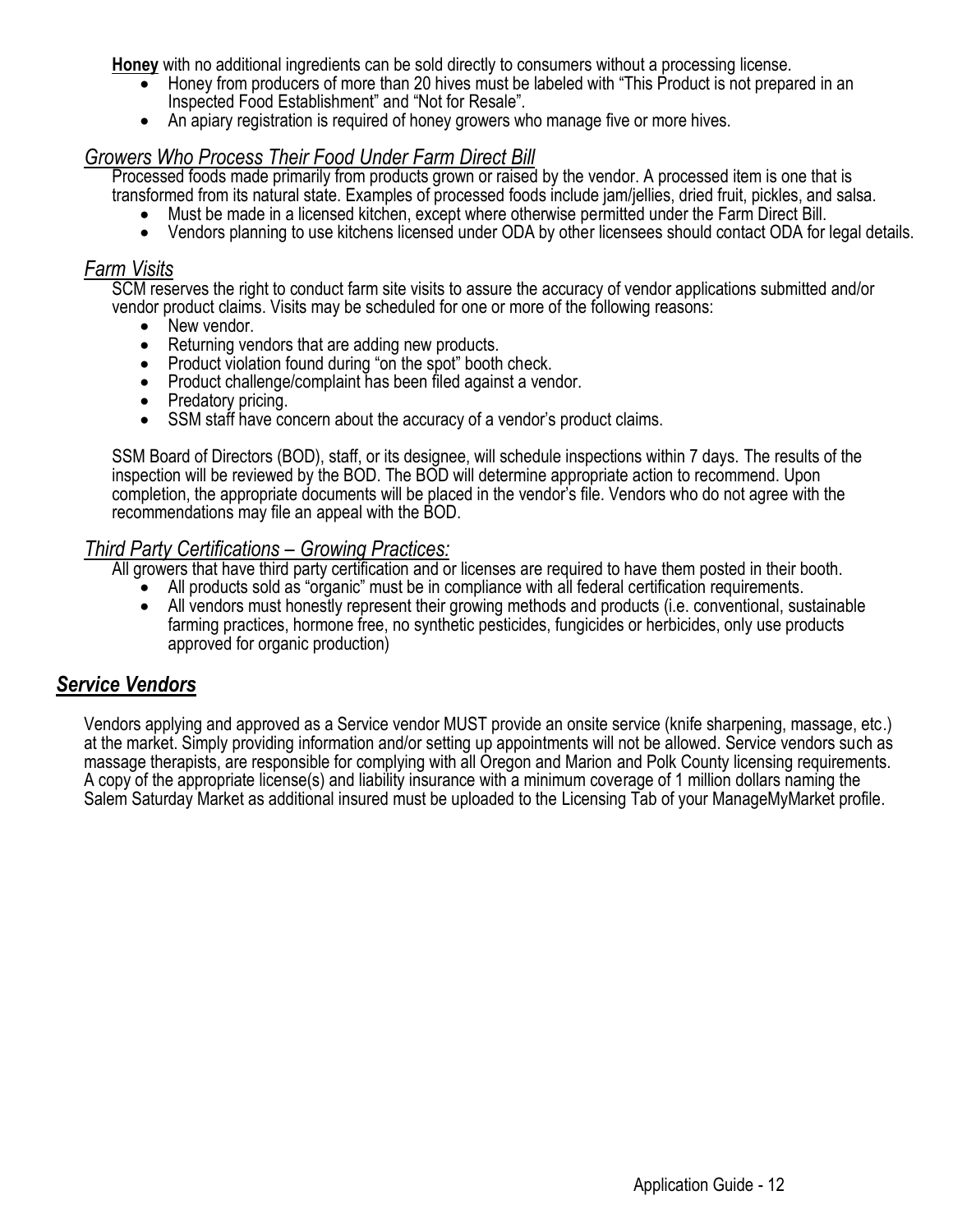**Honey** with no additional ingredients can be sold directly to consumers without a processing license.

- Honey from producers of more than 20 hives must be labeled with "This Product is not prepared in an Inspected Food Establishment" and "Not for Resale".
- An apiary registration is required of honey growers who manage five or more hives.

### *Growers Who Process Their Food Under Farm Direct Bill*

Processed foods made primarily from products grown or raised by the vendor. A processed item is one that is transformed from its natural state. Examples of processed foods include jam/jellies, dried fruit, pickles, and salsa.

- Must be made in a licensed kitchen, except where otherwise permitted under the Farm Direct Bill.
- Vendors planning to use kitchens licensed under ODA by other licensees should contact ODA for legal details.

### *Farm Visits*

SCM reserves the right to conduct farm site visits to assure the accuracy of vendor applications submitted and/or vendor product claims. Visits may be scheduled for one or more of the following reasons:

- New vendor.
- Returning vendors that are adding new products.
- Product violation found during "on the spot" booth check.
- Product challenge/complaint has been filed against a vendor.
- Predatory pricing.
- SSM staff have concern about the accuracy of a vendor's product claims.

SSM Board of Directors (BOD), staff, or its designee, will schedule inspections within 7 days. The results of the inspection will be reviewed by the BOD. The BOD will determine appropriate action to recommend. Upon completion, the appropriate documents will be placed in the vendor's file. Vendors who do not agree with the recommendations may file an appeal with the BOD.

### *Third Party Certifications – Growing Practices:*

All growers that have third party certification and or licenses are required to have them posted in their booth.

- All products sold as "organic" must be in compliance with all federal certification requirements.
- All vendors must honestly represent their growing methods and products (i.e. conventional, sustainable farming practices, hormone free, no synthetic pesticides, fungicides or herbicides, only use products approved for organic production)

## ***Service Vendors***

Vendors applying and approved as a Service vendor MUST provide an onsite service (knife sharpening, massage, etc.) at the market. Simply providing information and/or setting up appointments will not be allowed. Service vendors such as massage therapists, are responsible for complying with all Oregon and Marion and Polk County licensing requirements. A copy of the appropriate license(s) and liability insurance with a minimum coverage of 1 million dollars naming the Salem Saturday Market as additional insured must be uploaded to the Licensing Tab of your ManageMyMarket profile.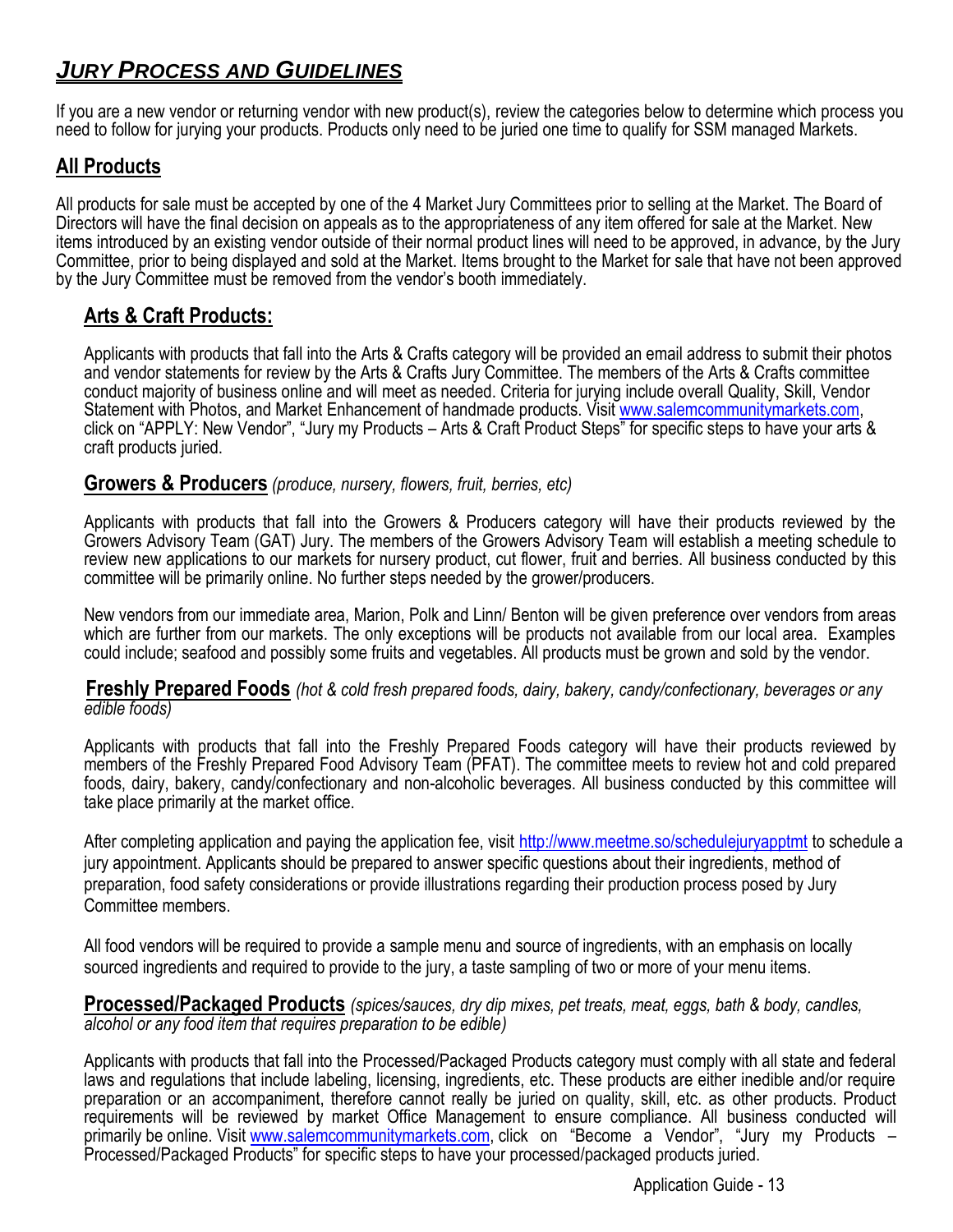# ***JURY PROCESS AND GUIDELINES***

If you are a new vendor or returning vendor with new product(s), review the categories below to determine which process you need to follow for jurying your products. Products only need to be juried one time to qualify for SSM managed Markets.

## All Products

All products for sale must be accepted by one of the 4 Market Jury Committees prior to selling at the Market. The Board of Directors will have the final decision on appeals as to the appropriateness of any item offered for sale at the Market. New items introduced by an existing vendor outside of their normal product lines will need to be approved, in advance, by the Jury Committee, prior to being displayed and sold at the Market. Items brought to the Market for sale that have not been approved by the Jury Committee must be removed from the vendor's booth immediately.

### Arts & Craft Products:

Applicants with products that fall into the Arts & Crafts category will be provided an email address to submit their photos and vendor statements for review by the Arts & Crafts Jury Committee. The members of the Arts & Crafts committee conduct majority of business online and will meet as needed. Criteria for jurying include overall Quality, Skill, Vendor Statement with Photos, and Market Enhancement of handmade products. Visit www.salemcommunitymarkets.com, click on "APPLY: New Vendor", "Jury my Products – Arts & Craft Product Steps" for specific steps to have your arts & craft products juried.

### Growers & Producers *(produce, nursery, flowers, fruit, berries, etc)*

Applicants with products that fall into the Growers & Producers category will have their products reviewed by the Growers Advisory Team (GAT) Jury. The members of the Growers Advisory Team will establish a meeting schedule to review new applications to our markets for nursery product, cut flower, fruit and berries. All business conducted by this committee will be primarily online. No further steps needed by the grower/producers.

New vendors from our immediate area, Marion, Polk and Linn/ Benton will be given preference over vendors from areas which are further from our markets. The only exceptions will be products not available from our local area. Examples could include; seafood and possibly some fruits and vegetables. All products must be grown and sold by the vendor.

### Freshly Prepared Foods *(hot & cold fresh prepared foods, dairy, bakery, candy/confectionary, beverages or any edible foods)*

Applicants with products that fall into the Freshly Prepared Foods category will have their products reviewed by members of the Freshly Prepared Food Advisory Team (PFAT). The committee meets to review hot and cold prepared foods, dairy, bakery, candy/confectionary and non-alcoholic beverages. All business conducted by this committee will take place primarily at the market office.

After completing application and paying the application fee, visit http://www.meetme.so/schedulejuryapptmt to schedule a jury appointment. Applicants should be prepared to answer specific questions about their ingredients, method of preparation, food safety considerations or provide illustrations regarding their production process posed by Jury Committee members.

All food vendors will be required to provide a sample menu and source of ingredients, with an emphasis on locally sourced ingredients and required to provide to the jury, a taste sampling of two or more of your menu items.

### Processed/Packaged Products *(spices/sauces, dry dip mixes, pet treats, meat, eggs, bath & body, candles, alcohol or any food item that requires preparation to be edible)*

Applicants with products that fall into the Processed/Packaged Products category must comply with all state and federal laws and regulations that include labeling, licensing, ingredients, etc. These products are either inedible and/or require preparation or an accompaniment, therefore cannot really be juried on quality, skill, etc. as other products. Product requirements will be reviewed by market Office Management to ensure compliance. All business conducted will primarily be online. Visit www.salemcommunitymarkets.com, click on "Become a Vendor", "Jury my Products – Processed/Packaged Products" for specific steps to have your processed/packaged products juried.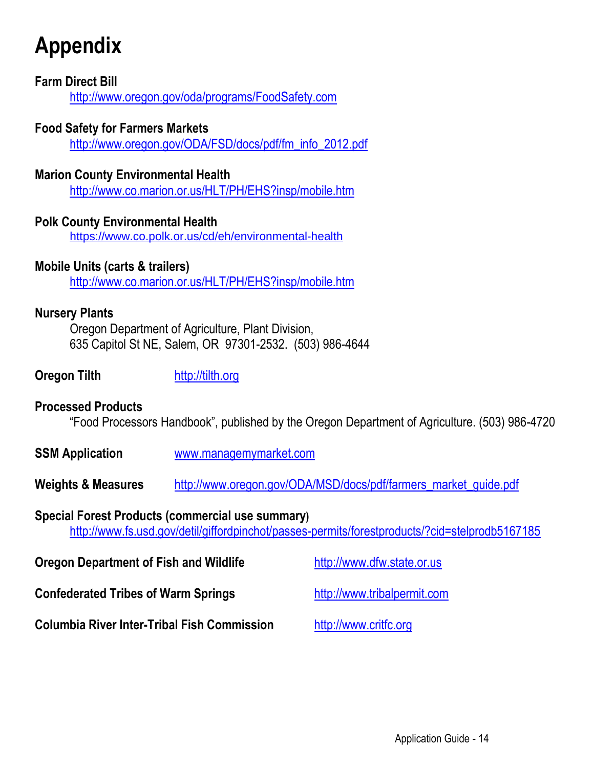# Appendix

**Farm Direct Bill**
http://www.oregon.gov/oda/programs/FoodSafety.com

**Food Safety for Farmers Markets**
http://www.oregon.gov/ODA/FSD/docs/pdf/fm_info_2012.pdf

**Marion County Environmental Health**
http://www.co.marion.or.us/HLT/PH/EHS?insp/mobile.htm

**Polk County Environmental Health**
https://www.co.polk.or.us/cd/eh/environmental-health

**Mobile Units (carts & trailers)**
http://www.co.marion.or.us/HLT/PH/EHS?insp/mobile.htm

**Nursery Plants**
Oregon Department of Agriculture, Plant Division,
635 Capitol St NE, Salem, OR 97301-2532. (503) 986-4644

**Oregon Tilth** http://tilth.org

**Processed Products**
"Food Processors Handbook", published by the Oregon Department of Agriculture. (503) 986-4720

**SSM Application** www.managemymarket.com

**Weights & Measures** http://www.oregon.gov/ODA/MSD/docs/pdf/farmers_market_guide.pdf

**Special Forest Products (commercial use summary)**
http://www.fs.usd.gov/detil/giffordpinchot/passes-permits/forestproducts/?cid=stelprodb5167185

**Oregon Department of Fish and Wildlife** http://www.dfw.state.or.us

**Confederated Tribes of Warm Springs** http://www.tribalpermit.com

**Columbia River Inter-Tribal Fish Commission** http://www.critfc.org